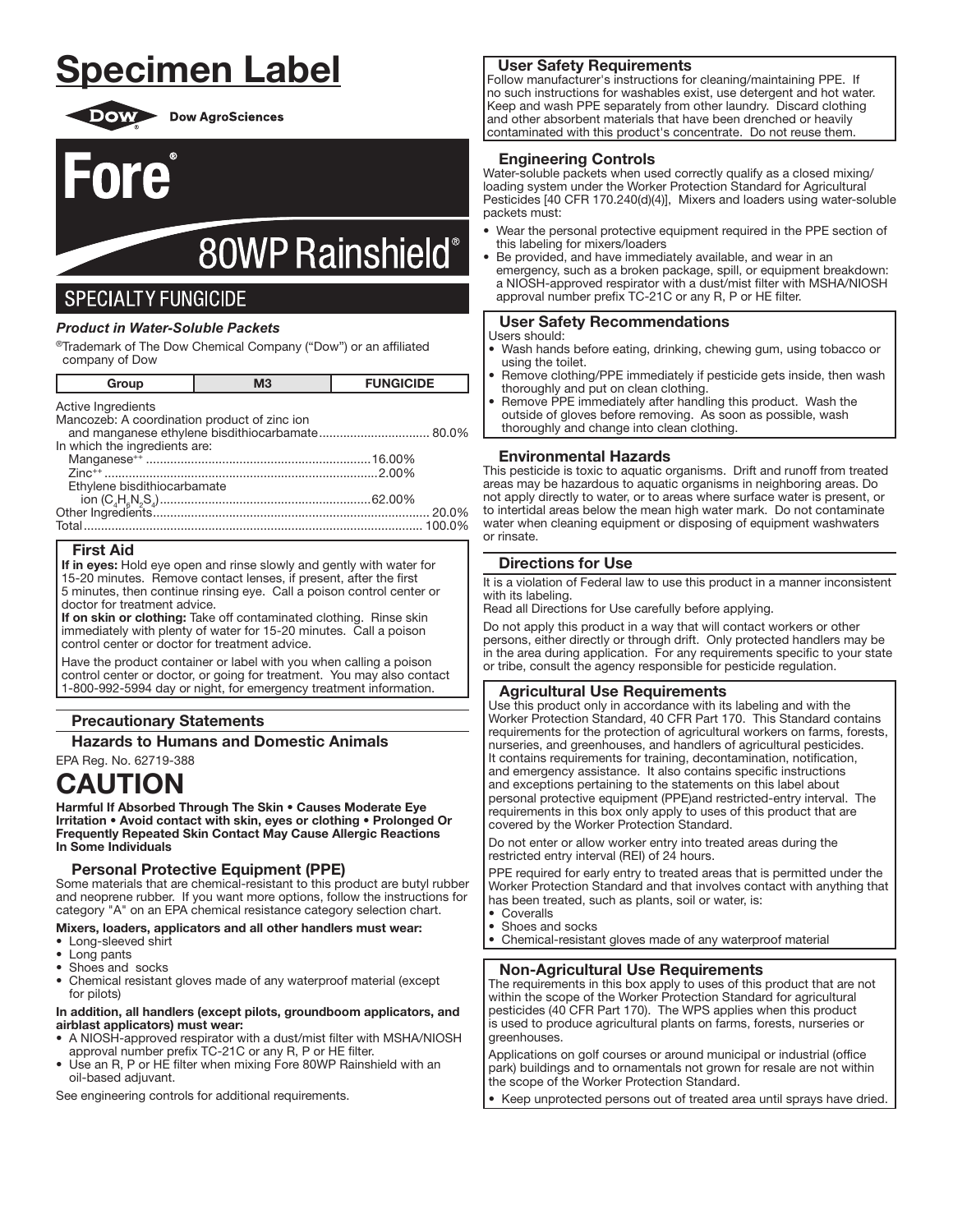# Specimen Label

Dow AgroSciences

# Fore®

# 80WP Rainshield®

## SPECIALTY FUNGICIDE

***Product in Water-Soluble Packets***

®Trademark of The Dow Chemical Company ("Dow") or an affiliated company of Dow

| Group | M3 | FUNGICIDE |
|---|---|---|

Active Ingredients
Mancozeb: A coordination product of zinc ion and manganese ethylene bisdithiocarbamate................................ 80.0%
In which the ingredients are:
Manganese$^{++}$ ................................................................16.00%
Zinc$^{++}$ ..............................................................................2.00%
Ethylene bisdithiocarbamate ion ($C_4H_6N_2S_4$)............................................................62.00%
Other Ingredients............................................................................... 20.0%
Total................................................................................................. 100.0%

### First Aid

**If in eyes:** Hold eye open and rinse slowly and gently with water for 15-20 minutes. Remove contact lenses, if present, after the first 5 minutes, then continue rinsing eye. Call a poison control center or doctor for treatment advice.

**If on skin or clothing:** Take off contaminated clothing. Rinse skin immediately with plenty of water for 15-20 minutes. Call a poison control center or doctor for treatment advice.

Have the product container or label with you when calling a poison control center or doctor, or going for treatment. You may also contact 1-800-992-5994 day or night, for emergency treatment information.

### Precautionary Statements

### Hazards to Humans and Domestic Animals

EPA Reg. No. 62719-388

# CAUTION

**Harmful If Absorbed Through The Skin • Causes Moderate Eye Irritation • Avoid contact with skin, eyes or clothing • Prolonged Or Frequently Repeated Skin Contact May Cause Allergic Reactions In Some Individuals**

### Personal Protective Equipment (PPE)

Some materials that are chemical-resistant to this product are butyl rubber and neoprene rubber. If you want more options, follow the instructions for category "A" on an EPA chemical resistance category selection chart.

**Mixers, loaders, applicators and all other handlers must wear:**

- Long-sleeved shirt
- Long pants
- Shoes and socks
- Chemical resistant gloves made of any waterproof material (except for pilots)

**In addition, all handlers (except pilots, groundboom applicators, and airblast applicators) must wear:**

- A NIOSH-approved respirator with a dust/mist filter with MSHA/NIOSH approval number prefix TC-21C or any R, P or HE filter.
- Use an R, P or HE filter when mixing Fore 80WP Rainshield with an oil-based adjuvant.

See engineering controls for additional requirements.

### User Safety Requirements

Follow manufacturer's instructions for cleaning/maintaining PPE. If no such instructions for washables exist, use detergent and hot water. Keep and wash PPE separately from other laundry. Discard clothing and other absorbent materials that have been drenched or heavily contaminated with this product's concentrate. Do not reuse them.

### Engineering Controls

Water-soluble packets when used correctly qualify as a closed mixing/loading system under the Worker Protection Standard for Agricultural Pesticides [40 CFR 170.240(d)(4)], Mixers and loaders using water-soluble packets must:

- Wear the personal protective equipment required in the PPE section of this labeling for mixers/loaders
- Be provided, and have immediately available, and wear in an emergency, such as a broken package, spill, or equipment breakdown: a NIOSH-approved respirator with a dust/mist filter with MSHA/NIOSH approval number prefix TC-21C or any R, P or HE filter.

### User Safety Recommendations

Users should:

- Wash hands before eating, drinking, chewing gum, using tobacco or using the toilet.
- Remove clothing/PPE immediately if pesticide gets inside, then wash thoroughly and put on clean clothing.
- Remove PPE immediately after handling this product. Wash the outside of gloves before removing. As soon as possible, wash thoroughly and change into clean clothing.

### Environmental Hazards

This pesticide is toxic to aquatic organisms. Drift and runoff from treated areas may be hazardous to aquatic organisms in neighboring areas. Do not apply directly to water, or to areas where surface water is present, or to intertidal areas below the mean high water mark. Do not contaminate water when cleaning equipment or disposing of equipment washwaters or rinsate.

### Directions for Use

It is a violation of Federal law to use this product in a manner inconsistent with its labeling.

Read all Directions for Use carefully before applying.

Do not apply this product in a way that will contact workers or other persons, either directly or through drift. Only protected handlers may be in the area during application. For any requirements specific to your state or tribe, consult the agency responsible for pesticide regulation.

### Agricultural Use Requirements

Use this product only in accordance with its labeling and with the Worker Protection Standard, 40 CFR Part 170. This Standard contains requirements for the protection of agricultural workers on farms, forests, nurseries, and greenhouses, and handlers of agricultural pesticides. It contains requirements for training, decontamination, notification, and emergency assistance. It also contains specific instructions and exceptions pertaining to the statements on this label about personal protective equipment (PPE)and restricted-entry interval. The requirements in this box only apply to uses of this product that are covered by the Worker Protection Standard.

Do not enter or allow worker entry into treated areas during the restricted entry interval (REI) of 24 hours.

PPE required for early entry to treated areas that is permitted under the Worker Protection Standard and that involves contact with anything that has been treated, such as plants, soil or water, is:

- Coveralls
- Shoes and socks
- Chemical-resistant gloves made of any waterproof material

### Non-Agricultural Use Requirements

The requirements in this box apply to uses of this product that are not within the scope of the Worker Protection Standard for agricultural pesticides (40 CFR Part 170). The WPS applies when this product is used to produce agricultural plants on farms, forests, nurseries or greenhouses.

Applications on golf courses or around municipal or industrial (office park) buildings and to ornamentals not grown for resale are not within the scope of the Worker Protection Standard.

- Keep unprotected persons out of treated area until sprays have dried.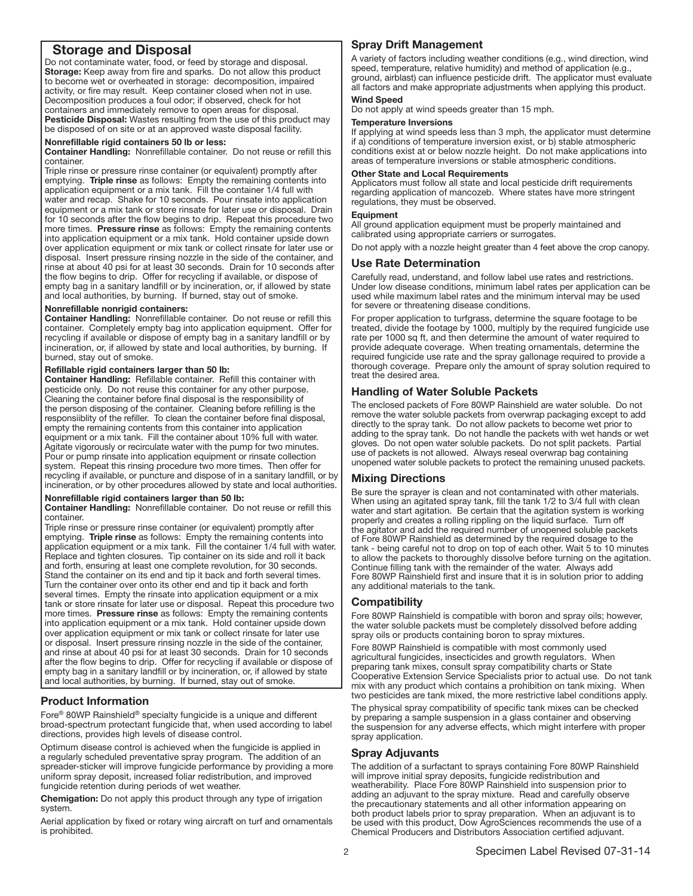## Storage and Disposal

Do not contaminate water, food, or feed by storage and disposal.
**Storage:** Keep away from fire and sparks. Do not allow this product to become wet or overheated in storage: decomposition, impaired activity, or fire may result. Keep container closed when not in use. Decomposition produces a foul odor; if observed, check for hot containers and immediately remove to open areas for disposal.
**Pesticide Disposal:** Wastes resulting from the use of this product may be disposed of on site or at an approved waste disposal facility.

**Nonrefillable rigid containers 50 lb or less:**
**Container Handling:** Nonrefillable container. Do not reuse or refill this container.
Triple rinse or pressure rinse container (or equivalent) promptly after emptying. **Triple rinse** as follows: Empty the remaining contents into application equipment or a mix tank. Fill the container 1/4 full with water and recap. Shake for 10 seconds. Pour rinsate into application equipment or a mix tank or store rinsate for later use or disposal. Drain for 10 seconds after the flow begins to drip. Repeat this procedure two more times. **Pressure rinse** as follows: Empty the remaining contents into application equipment or a mix tank. Hold container upside down over application equipment or mix tank or collect rinsate for later use or disposal. Insert pressure rinsing nozzle in the side of the container, and rinse at about 40 psi for at least 30 seconds. Drain for 10 seconds after the flow begins to drip. Offer for recycling if available, or dispose of empty bag in a sanitary landfill or by incineration, or, if allowed by state and local authorities, by burning. If burned, stay out of smoke.

**Nonrefillable nonrigid containers:**
**Container Handling:** Nonrefillable container. Do not reuse or refill this container. Completely empty bag into application equipment. Offer for recycling if available or dispose of empty bag in a sanitary landfill or by incineration, or, if allowed by state and local authorities, by burning. If burned, stay out of smoke.

**Refillable rigid containers larger than 50 lb:**
**Container Handling:** Refillable container. Refill this container with pesticide only. Do not reuse this container for any other purpose. Cleaning the container before final disposal is the responsibility of the person disposing of the container. Cleaning before refilling is the responsiiblity of the refiller. To clean the container before final disposal, empty the remaining contents from this container into application equipment or a mix tank. Fill the container about 10% full with water. Agitate vigorously or recirculate water with the pump for two minutes. Pour or pump rinsate into application equipment or rinsate collection system. Repeat this rinsing procedure two more times. Then offer for recycling if available, or puncture and dispose of in a sanitary landfill, or by incineration, or by other procedures allowed by state and local authorities.

**Nonrefillable rigid containers larger than 50 lb:**
**Container Handling:** Nonrefillable container. Do not reuse or refill this container.
Triple rinse or pressure rinse container (or equivalent) promptly after emptying. **Triple rinse** as follows: Empty the remaining contents into application equipment or a mix tank. Fill the container 1/4 full with water. Replace and tighten closures. Tip container on its side and roll it back and forth, ensuring at least one complete revolution, for 30 seconds. Stand the container on its end and tip it back and forth several times. Turn the container over onto its other end and tip it back and forth several times. Empty the rinsate into application equipment or a mix tank or store rinsate for later use or disposal. Repeat this procedure two more times. **Pressure rinse** as follows: Empty the remaining contents into application equipment or a mix tank. Hold container upside down over application equipment or mix tank or collect rinsate for later use or disposal. Insert pressure rinsing nozzle in the side of the container, and rinse at about 40 psi for at least 30 seconds. Drain for 10 seconds after the flow begins to drip. Offer for recycling if available or dispose of empty bag in a sanitary landfill or by incineration, or, if allowed by state and local authorities, by burning. If burned, stay out of smoke.

## Product Information

Fore® 80WP Rainshield® specialty fungicide is a unique and different broad-spectrum protectant fungicide that, when used according to label directions, provides high levels of disease control.

Optimum disease control is achieved when the fungicide is applied in a regularly scheduled preventative spray program. The addition of an spreader-sticker will improve fungicide performance by providing a more uniform spray deposit, increased foliar redistribution, and improved fungicide retention during periods of wet weather.

**Chemigation:** Do not apply this product through any type of irrigation system.

Aerial application by fixed or rotary wing aircraft on turf and ornamentals is prohibited.

## Spray Drift Management

A variety of factors including weather conditions (e.g., wind direction, wind speed, temperature, relative humidity) and method of application (e.g., ground, airblast) can influence pesticide drift. The applicator must evaluate all factors and make appropriate adjustments when applying this product.

#### Wind Speed

Do not apply at wind speeds greater than 15 mph.

#### Temperature Inversions

If applying at wind speeds less than 3 mph, the applicator must determine if a) conditions of temperature inversion exist, or b) stable atmospheric conditions exist at or below nozzle height. Do not make applications into areas of temperature inversions or stable atmospheric conditions.

#### Other State and Local Requirements

Applicators must follow all state and local pesticide drift requirements regarding application of mancozeb. Where states have more stringent regulations, they must be observed.

#### Equipment

All ground application equipment must be properly maintained and calibrated using appropriate carriers or surrogates.

Do not apply with a nozzle height greater than 4 feet above the crop canopy.

## Use Rate Determination

Carefully read, understand, and follow label use rates and restrictions. Under low disease conditions, minimum label rates per application can be used while maximum label rates and the minimum interval may be used for severe or threatening disease conditions.

For proper application to turfgrass, determine the square footage to be treated, divide the footage by 1000, multiply by the required fungicide use rate per 1000 sq ft, and then determine the amount of water required to provide adequate coverage. When treating ornamentals, determine the required fungicide use rate and the spray gallonage required to provide a thorough coverage. Prepare only the amount of spray solution required to treat the desired area.

## Handling of Water Soluble Packets

The enclosed packets of Fore 80WP Rainshield are water soluble. Do not remove the water soluble packets from overwrap packaging except to add directly to the spray tank. Do not allow packets to become wet prior to adding to the spray tank. Do not handle the packets with wet hands or wet gloves. Do not open water soluble packets. Do not split packets. Partial use of packets is not allowed. Always reseal overwrap bag containing unopened water soluble packets to protect the remaining unused packets.

## Mixing Directions

Be sure the sprayer is clean and not contaminated with other materials. When using an agitated spray tank, fill the tank 1/2 to 3/4 full with clean water and start agitation. Be certain that the agitation system is working properly and creates a rolling rippling on the liquid surface. Turn off the agitator and add the required number of unopened soluble packets of Fore 80WP Rainshield as determined by the required dosage to the tank - being careful not to drop on top of each other. Wait 5 to 10 minutes to allow the packets to thoroughly dissolve before turning on the agitation. Continue filling tank with the remainder of the water. Always add Fore 80WP Rainshield first and insure that it is in solution prior to adding any additional materials to the tank.

## Compatibility

Fore 80WP Rainshield is compatible with boron and spray oils; however, the water soluble packets must be completely dissolved before adding spray oils or products containing boron to spray mixtures.

Fore 80WP Rainshield is compatible with most commonly used agricultural fungicides, insecticides and growth regulators. When preparing tank mixes, consult spray compatibility charts or State Cooperative Extension Service Specialists prior to actual use. Do not tank mix with any product which contains a prohibition on tank mixing. When two pesticides are tank mixed, the more restrictive label conditions apply.

The physical spray compatibility of specific tank mixes can be checked by preparing a sample suspension in a glass container and observing the suspension for any adverse effects, which might interfere with proper spray application.

## Spray Adjuvants

The addition of a surfactant to sprays containing Fore 80WP Rainshield will improve initial spray deposits, fungicide redistribution and weatherability. Place Fore 80WP Rainshield into suspension prior to adding an adjuvant to the spray mixture. Read and carefully observe the precautionary statements and all other information appearing on both product labels prior to spray preparation. When an adjuvant is to be used with this product, Dow AgroSciences recommends the use of a Chemical Producers and Distributors Association certified adjuvant.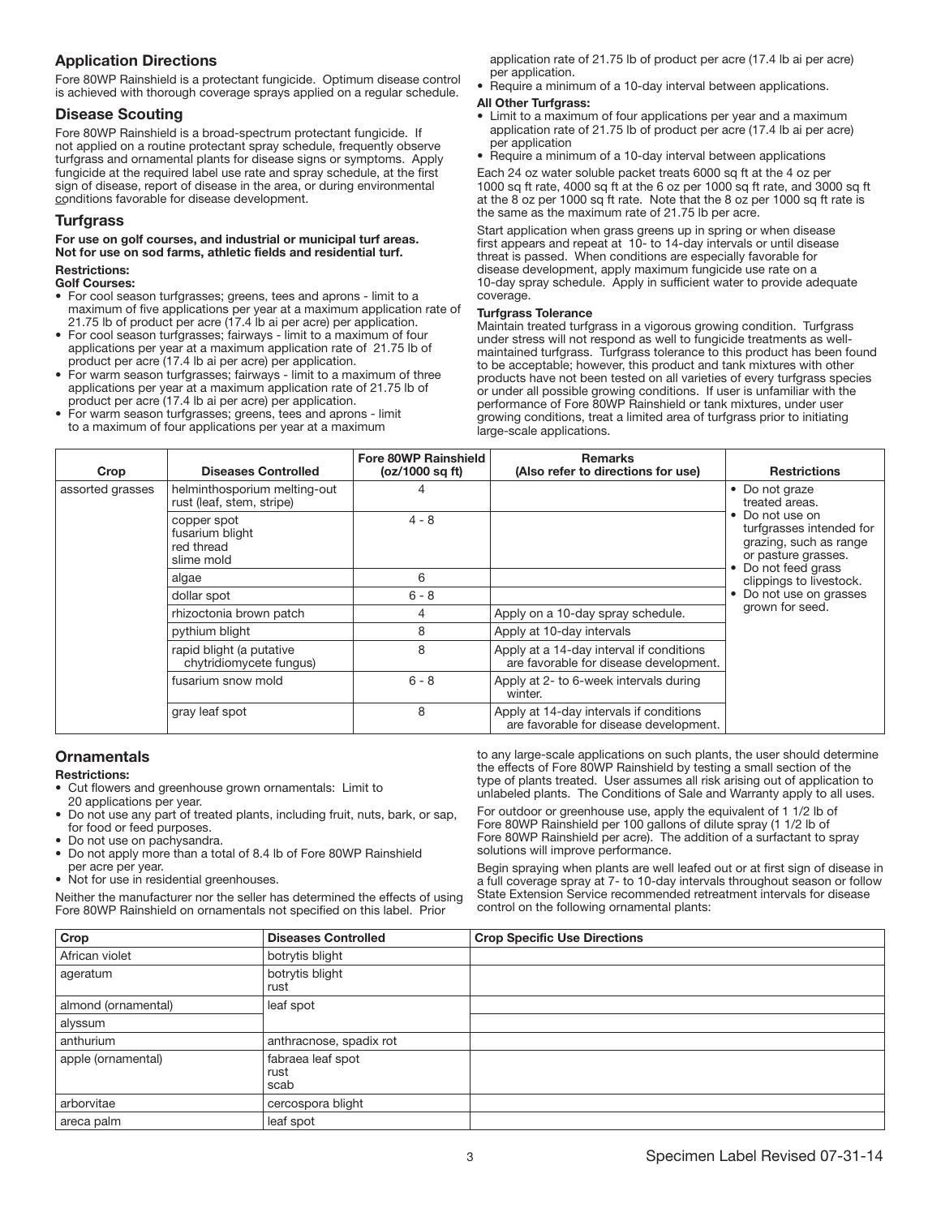## Application Directions

Fore 80WP Rainshield is a protectant fungicide. Optimum disease control is achieved with thorough coverage sprays applied on a regular schedule.

## Disease Scouting

Fore 80WP Rainshield is a broad-spectrum protectant fungicide. If not applied on a routine protectant spray schedule, frequently observe turfgrass and ornamental plants for disease signs or symptoms. Apply fungicide at the required label use rate and spray schedule, at the first sign of disease, report of disease in the area, or during environmental conditions favorable for disease development.

## Turfgrass

**For use on golf courses, and industrial or municipal turf areas. Not for use on sod farms, athletic fields and residential turf.**

**Restrictions:**

**Golf Courses:**

- For cool season turfgrasses; greens, tees and aprons - limit to a maximum of five applications per year at a maximum application rate of 21.75 lb of product per acre (17.4 lb ai per acre) per application.
- For cool season turfgrasses; fairways - limit to a maximum of four applications per year at a maximum application rate of 21.75 lb of product per acre (17.4 lb ai per acre) per application.
- For warm season turfgrasses; fairways - limit to a maximum of three applications per year at a maximum application rate of 21.75 lb of product per acre (17.4 lb ai per acre) per application.
- For warm season turfgrasses; greens, tees and aprons - limit to a maximum of four applications per year at a maximum application rate of 21.75 lb of product per acre (17.4 lb ai per acre) per application.
- Require a minimum of a 10-day interval between applications.

**All Other Turfgrass:**

- Limit to a maximum of four applications per year and a maximum application rate of 21.75 lb of product per acre (17.4 lb ai per acre) per application
- Require a minimum of a 10-day interval between applications

Each 24 oz water soluble packet treats 6000 sq ft at the 4 oz per 1000 sq ft rate, 4000 sq ft at the 6 oz per 1000 sq ft rate, and 3000 sq ft at the 8 oz per 1000 sq ft rate. Note that the 8 oz per 1000 sq ft rate is the same as the maximum rate of 21.75 lb per acre.

Start application when grass greens up in spring or when disease first appears and repeat at 10- to 14-day intervals or until disease threat is passed. When conditions are especially favorable for disease development, apply maximum fungicide use rate on a 10-day spray schedule. Apply in sufficient water to provide adequate coverage.

**Turfgrass Tolerance**

Maintain treated turfgrass in a vigorous growing condition. Turfgrass under stress will not respond as well to fungicide treatments as well-maintained turfgrass. Turfgrass tolerance to this product has been found to be acceptable; however, this product and tank mixtures with other products have not been tested on all varieties of every turfgrass species or under all possible growing conditions. If user is unfamiliar with the performance of Fore 80WP Rainshield or tank mixtures, under user growing conditions, treat a limited area of turfgrass prior to initiating large-scale applications.

| Crop | Diseases Controlled | Fore 80WP Rainshield (oz/1000 sq ft) | Remarks (Also refer to directions for use) | Restrictions |
|---|---|---|---|---|
| assorted grasses | helminthosporium melting-out<br>rust (leaf, stem, stripe) | 4 | | • Do not graze treated areas.<br>• Do not use on turfgrasses intended for grazing, such as range or pasture grasses.<br>• Do not feed grass clippings to livestock.<br>• Do not use on grasses grown for seed. |
| | copper spot<br>fusarium blight<br>red thread<br>slime mold | 4 - 8 | | |
| | algae | 6 | | |
| | dollar spot | 6 - 8 | | |
| | rhizoctonia brown patch | 4 | Apply on a 10-day spray schedule. | |
| | pythium blight | 8 | Apply at 10-day intervals | |
| | rapid blight (a putative chytridiomycete fungus) | 8 | Apply at a 14-day interval if conditions are favorable for disease development. | |
| | fusarium snow mold | 6 - 8 | Apply at 2- to 6-week intervals during winter. | |
| | gray leaf spot | 8 | Apply at 14-day intervals if conditions are favorable for disease development. | |

## Ornamentals

**Restrictions:**

- Cut flowers and greenhouse grown ornamentals: Limit to 20 applications per year.
- Do not use any part of treated plants, including fruit, nuts, bark, or sap, for food or feed purposes.
- Do not use on pachysandra.
- Do not apply more than a total of 8.4 lb of Fore 80WP Rainshield per acre per year.
- Not for use in residential greenhouses.

Neither the manufacturer nor the seller has determined the effects of using Fore 80WP Rainshield on ornamentals not specified on this label. Prior to any large-scale applications on such plants, the user should determine the effects of Fore 80WP Rainshield by testing a small section of the type of plants treated. User assumes all risk arising out of application to unlabeled plants. The Conditions of Sale and Warranty apply to all uses.

For outdoor or greenhouse use, apply the equivalent of 1 1/2 lb of Fore 80WP Rainshield per 100 gallons of dilute spray (1 1/2 lb of Fore 80WP Rainshield per acre). The addition of a surfactant to spray solutions will improve performance.

Begin spraying when plants are well leafed out or at first sign of disease in a full coverage spray at 7- to 10-day intervals throughout season or follow State Extension Service recommended retreatment intervals for disease control on the following ornamental plants:

| Crop | Diseases Controlled | Crop Specific Use Directions |
|---|---|---|
| African violet | botrytis blight | |
| ageratum | botrytis blight<br>rust | |
| almond (ornamental) | leaf spot | |
| alyssum | | |
| anthurium | anthracnose, spadix rot | |
| apple (ornamental) | fabraea leaf spot<br>rust<br>scab | |
| arborvitae | cercospora blight | |
| areca palm | leaf spot | |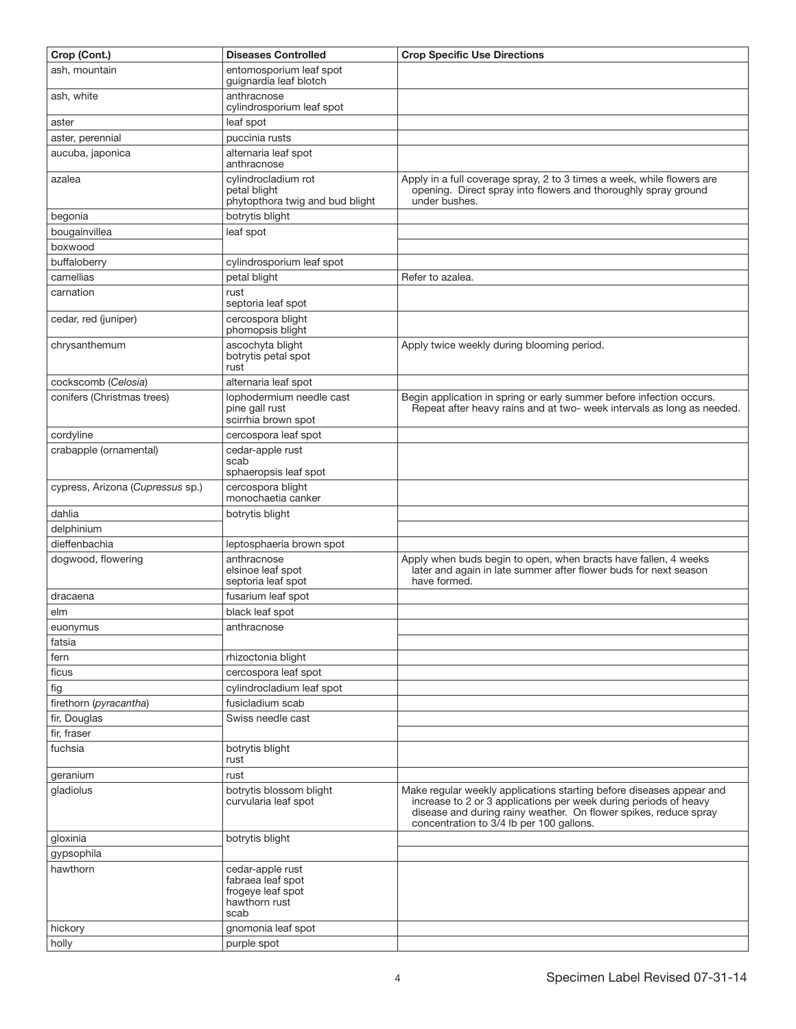| Crop (Cont.) | Diseases Controlled | Crop Specific Use Directions |
|---|---|---|
| ash, mountain | entomosporium leaf spot<br>guignardia leaf blotch | |
| ash, white | anthracnose<br>cylindrosporium leaf spot | |
| aster | leaf spot | |
| aster, perennial | puccinia rusts | |
| aucuba, japonica | alternaria leaf spot<br>anthracnose | |
| azalea | cylindrocladium rot<br>petal blight<br>phytopthora twig and bud blight | Apply in a full coverage spray, 2 to 3 times a week, while flowers are opening. Direct spray into flowers and thoroughly spray ground under bushes. |
| begonia | botrytis blight | |
| bougainvillea | leaf spot | |
| boxwood | | |
| buffaloberry | cylindrosporium leaf spot | |
| camellias | petal blight | Refer to azalea. |
| carnation | rust<br>septoria leaf spot | |
| cedar, red (juniper) | cercospora blight<br>phomopsis blight | |
| chrysanthemum | ascochyta blight<br>botrytis petal spot<br>rust | Apply twice weekly during blooming period. |
| cockscomb (*Celosia*) | alternaria leaf spot | |
| conifers (Christmas trees) | lophodermium needle cast<br>pine gall rust<br>scirrhia brown spot | Begin application in spring or early summer before infection occurs. Repeat after heavy rains and at two- week intervals as long as needed. |
| cordyline | cercospora leaf spot | |
| crabapple (ornamental) | cedar-apple rust<br>scab<br>sphaeropsis leaf spot | |
| cypress, Arizona (*Cupressus* sp.) | cercospora blight<br>monochaetia canker | |
| dahlia | botrytis blight | |
| delphinium | | |
| dieffenbachia | leptosphaeria brown spot | |
| dogwood, flowering | anthracnose<br>elsinoe leaf spot<br>septoria leaf spot | Apply when buds begin to open, when bracts have fallen, 4 weeks later and again in late summer after flower buds for next season have formed. |
| dracaena | fusarium leaf spot | |
| elm | black leaf spot | |
| euonymus | anthracnose | |
| fatsia | | |
| fern | rhizoctonia blight | |
| ficus | cercospora leaf spot | |
| fig | cylindrocladium leaf spot | |
| firethorn (*pyracantha*) | fusicladium scab | |
| fir, Douglas | Swiss needle cast | |
| fir, fraser | | |
| fuchsia | botrytis blight<br>rust | |
| geranium | rust | |
| gladiolus | botrytis blossom blight<br>curvularia leaf spot | Make regular weekly applications starting before diseases appear and increase to 2 or 3 applications per week during periods of heavy disease and during rainy weather. On flower spikes, reduce spray concentration to 3/4 lb per 100 gallons. |
| gloxinia | botrytis blight | |
| gypsophila | | |
| hawthorn | cedar-apple rust<br>fabraea leaf spot<br>frogeye leaf spot<br>hawthorn rust<br>scab | |
| hickory | gnomonia leaf spot | |
| holly | purple spot | |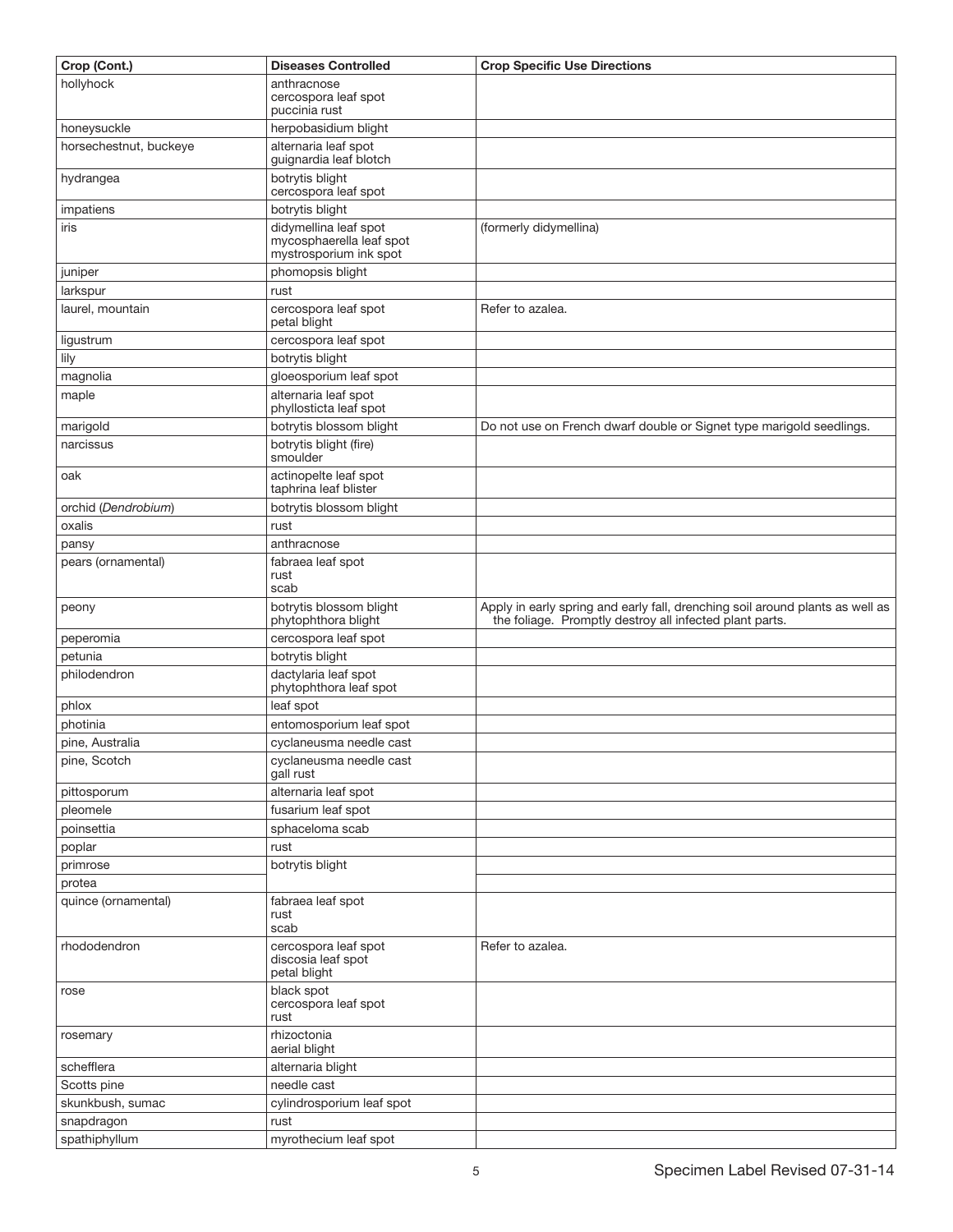| Crop (Cont.) | Diseases Controlled | Crop Specific Use Directions |
|---|---|---|
| hollyhock | anthracnose<br>cercospora leaf spot<br>puccinia rust | |
| honeysuckle | herpobasidium blight | |
| horsechestnut, buckeye | alternaria leaf spot<br>guignardia leaf blotch | |
| hydrangea | botrytis blight<br>cercospora leaf spot | |
| impatiens | botrytis blight | |
| iris | didymellina leaf spot<br>mycosphaerella leaf spot<br>mystrosporium ink spot | (formerly didymellina) |
| juniper | phomopsis blight | |
| larkspur | rust | |
| laurel, mountain | cercospora leaf spot<br>petal blight | Refer to azalea. |
| ligustrum | cercospora leaf spot | |
| lily | botrytis blight | |
| magnolia | gloeosporium leaf spot | |
| maple | alternaria leaf spot<br>phyllosticta leaf spot | |
| marigold | botrytis blossom blight | Do not use on French dwarf double or Signet type marigold seedlings. |
| narcissus | botrytis blight (fire)<br>smoulder | |
| oak | actinopelte leaf spot<br>taphrina leaf blister | |
| orchid (*Dendrobium*) | botrytis blossom blight | |
| oxalis | rust | |
| pansy | anthracnose | |
| pears (ornamental) | fabraea leaf spot<br>rust<br>scab | |
| peony | botrytis blossom blight<br>phytophthora blight | Apply in early spring and early fall, drenching soil around plants as well as the foliage. Promptly destroy all infected plant parts. |
| peperomia | cercospora leaf spot | |
| petunia | botrytis blight | |
| philodendron | dactylaria leaf spot<br>phytophthora leaf spot | |
| phlox | leaf spot | |
| photinia | entomosporium leaf spot | |
| pine, Australia | cyclaneusma needle cast | |
| pine, Scotch | cyclaneusma needle cast<br>gall rust | |
| pittosporum | alternaria leaf spot | |
| pleomele | fusarium leaf spot | |
| poinsettia | sphaceloma scab | |
| poplar | rust | |
| primrose | botrytis blight | |
| protea | | |
| quince (ornamental) | fabraea leaf spot<br>rust<br>scab | |
| rhododendron | cercospora leaf spot<br>discosia leaf spot<br>petal blight | Refer to azalea. |
| rose | black spot<br>cercospora leaf spot<br>rust | |
| rosemary | rhizoctonia<br>aerial blight | |
| schefflera | alternaria blight | |
| Scotts pine | needle cast | |
| skunkbush, sumac | cylindrosporium leaf spot | |
| snapdragon | rust | |
| spathiphyllum | myrothecium leaf spot | |

Specimen Label Revised 07-31-14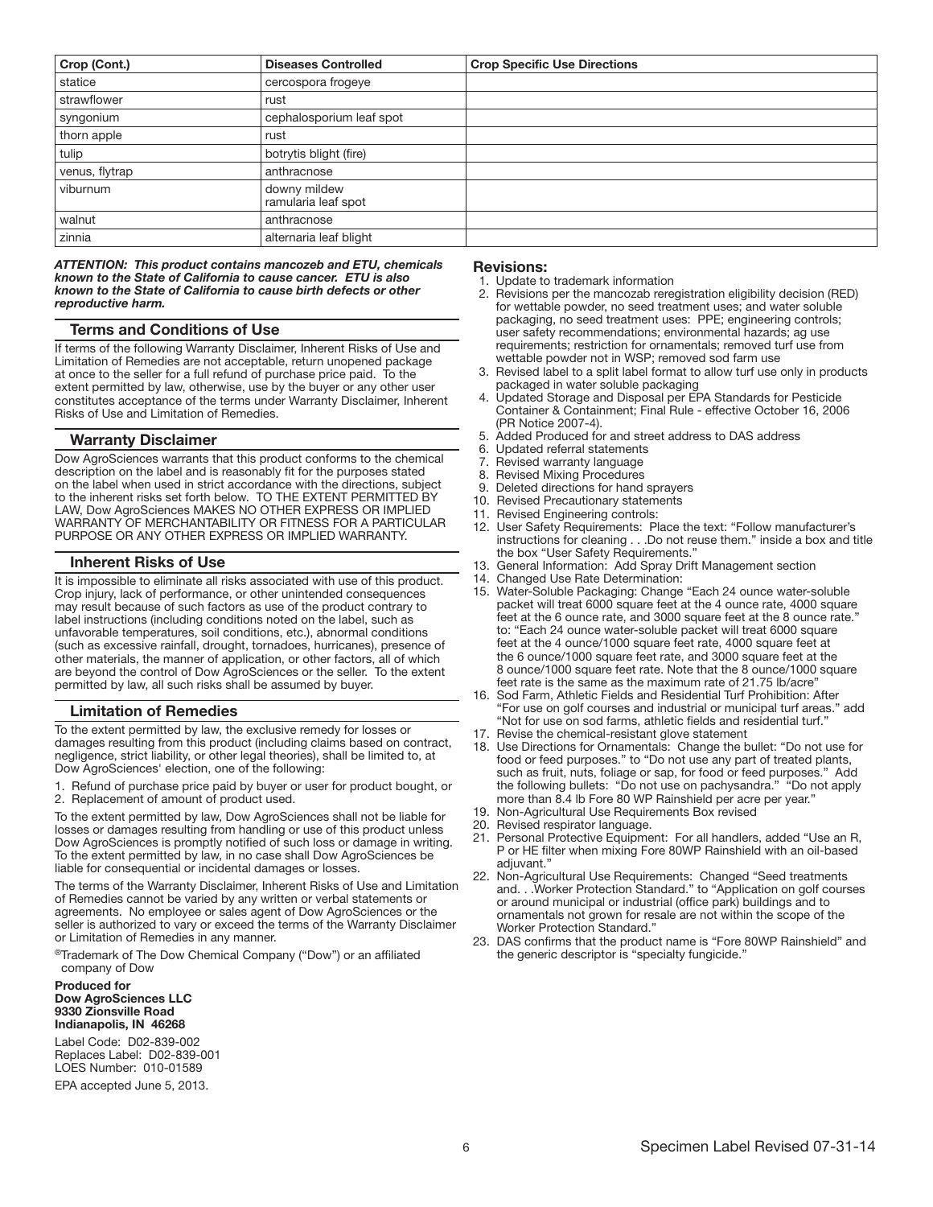| Crop (Cont.) | Diseases Controlled | Crop Specific Use Directions |
|---|---|---|
| statice | cercospora frogeye | |
| strawflower | rust | |
| syngonium | cephalosporium leaf spot | |
| thorn apple | rust | |
| tulip | botrytis blight (fire) | |
| venus, flytrap | anthracnose | |
| viburnum | downy mildew<br>ramularia leaf spot | |
| walnut | anthracnose | |
| zinnia | alternaria leaf blight | |

***ATTENTION: This product contains mancozeb and ETU, chemicals known to the State of California to cause cancer. ETU is also known to the State of California to cause birth defects or other reproductive harm.***

## Terms and Conditions of Use

If terms of the following Warranty Disclaimer, Inherent Risks of Use and Limitation of Remedies are not acceptable, return unopened package at once to the seller for a full refund of purchase price paid. To the extent permitted by law, otherwise, use by the buyer or any other user constitutes acceptance of the terms under Warranty Disclaimer, Inherent Risks of Use and Limitation of Remedies.

## Warranty Disclaimer

Dow AgroSciences warrants that this product conforms to the chemical description on the label and is reasonably fit for the purposes stated on the label when used in strict accordance with the directions, subject to the inherent risks set forth below. TO THE EXTENT PERMITTED BY LAW, Dow AgroSciences MAKES NO OTHER EXPRESS OR IMPLIED WARRANTY OF MERCHANTABILITY OR FITNESS FOR A PARTICULAR PURPOSE OR ANY OTHER EXPRESS OR IMPLIED WARRANTY.

## Inherent Risks of Use

It is impossible to eliminate all risks associated with use of this product. Crop injury, lack of performance, or other unintended consequences may result because of such factors as use of the product contrary to label instructions (including conditions noted on the label, such as unfavorable temperatures, soil conditions, etc.), abnormal conditions (such as excessive rainfall, drought, tornadoes, hurricanes), presence of other materials, the manner of application, or other factors, all of which are beyond the control of Dow AgroSciences or the seller. To the extent permitted by law, all such risks shall be assumed by buyer.

## Limitation of Remedies

To the extent permitted by law, the exclusive remedy for losses or damages resulting from this product (including claims based on contract, negligence, strict liability, or other legal theories), shall be limited to, at Dow AgroSciences' election, one of the following:

1. Refund of purchase price paid by buyer or user for product bought, or
2. Replacement of amount of product used.

To the extent permitted by law, Dow AgroSciences shall not be liable for losses or damages resulting from handling or use of this product unless Dow AgroSciences is promptly notified of such loss or damage in writing. To the extent permitted by law, in no case shall Dow AgroSciences be liable for consequential or incidental damages or losses.

The terms of the Warranty Disclaimer, Inherent Risks of Use and Limitation of Remedies cannot be varied by any written or verbal statements or agreements. No employee or sales agent of Dow AgroSciences or the seller is authorized to vary or exceed the terms of the Warranty Disclaimer or Limitation of Remedies in any manner.

®Trademark of The Dow Chemical Company ("Dow") or an affiliated company of Dow

**Produced for**
**Dow AgroSciences LLC**
**9330 Zionsville Road**
**Indianapolis, IN 46268**

Label Code: D02-839-002
Replaces Label: D02-839-001
LOES Number: 010-01589

EPA accepted June 5, 2013.

## Revisions:

1. Update to trademark information
2. Revisions per the mancozab reregistration eligibility decision (RED) for wettable powder, no seed treatment uses; and water soluble packaging, no seed treatment uses: PPE; engineering controls; user safety recommendations; environmental hazards; ag use requirements; restriction for ornamentals; removed turf use from wettable powder not in WSP; removed sod farm use
3. Revised label to a split label format to allow turf use only in products packaged in water soluble packaging
4. Updated Storage and Disposal per EPA Standards for Pesticide Container & Containment; Final Rule - effective October 16, 2006 (PR Notice 2007-4).
5. Added Produced for and street address to DAS address
6. Updated referral statements
7. Revised warranty language
8. Revised Mixing Procedures
9. Deleted directions for hand sprayers
10. Revised Precautionary statements
11. Revised Engineering controls:
12. User Safety Requirements: Place the text: "Follow manufacturer's instructions for cleaning . . .Do not reuse them." inside a box and title the box "User Safety Requirements."
13. General Information: Add Spray Drift Management section
14. Changed Use Rate Determination:
15. Water-Soluble Packaging: Change "Each 24 ounce water-soluble packet will treat 6000 square feet at the 4 ounce rate, 4000 square feet at the 6 ounce rate, and 3000 square feet at the 8 ounce rate." to: "Each 24 ounce water-soluble packet will treat 6000 square feet at the 4 ounce/1000 square feet rate, 4000 square feet at the 6 ounce/1000 square feet rate, and 3000 square feet at the 8 ounce/1000 square feet rate. Note that the 8 ounce/1000 square feet rate is the same as the maximum rate of 21.75 lb/acre"
16. Sod Farm, Athletic Fields and Residential Turf Prohibition: After "For use on golf courses and industrial or municipal turf areas." add "Not for use on sod farms, athletic fields and residential turf."
17. Revise the chemical-resistant glove statement
18. Use Directions for Ornamentals: Change the bullet: "Do not use for food or feed purposes." to "Do not use any part of treated plants, such as fruit, nuts, foliage or sap, for food or feed purposes." Add the following bullets: "Do not use on pachysandra." "Do not apply more than 8.4 lb Fore 80 WP Rainshield per acre per year."
19. Non-Agricultural Use Requirements Box revised
20. Revised respirator language.
21. Personal Protective Equipment: For all handlers, added "Use an R, P or HE filter when mixing Fore 80WP Rainshield with an oil-based adjuvant."
22. Non-Agricultural Use Requirements: Changed "Seed treatments and. . .Worker Protection Standard." to "Application on golf courses or around municipal or industrial (office park) buildings and to ornamentals not grown for resale are not within the scope of the Worker Protection Standard."
23. DAS confirms that the product name is "Fore 80WP Rainshield" and the generic descriptor is "specialty fungicide."